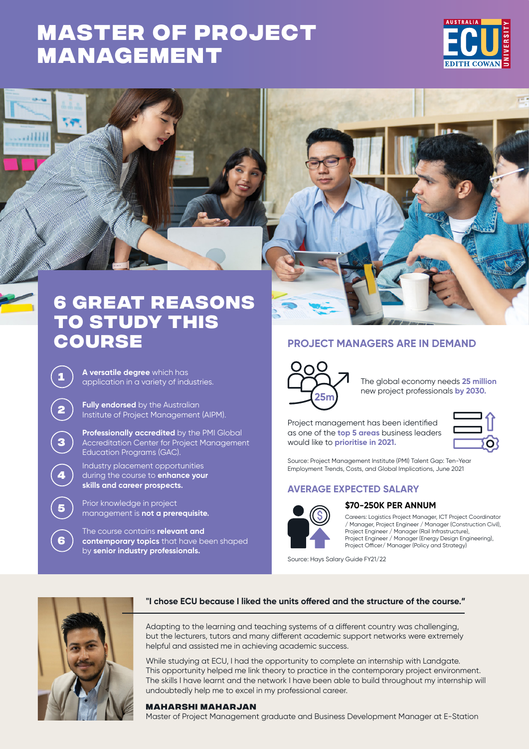# MASTER OF PROJECT MANAGEMENT

## 6 GREAT REASONS TO STUDY THIS COURSE

1. **A versatile degree** which has application in a variety of industries.
2. **Fully endorsed** by the Australian Institute of Project Management (AIPM).
3. **Professionally accredited** by the PMI Global Accreditation Center for Project Management Education Programs (GAC).
4. Industry placement opportunities during the course to **enhance your skills and career prospects.**
5. Prior knowledge in project management is **not a prerequisite.**
6. The course contains **relevant and contemporary topics** that have been shaped by **senior industry professionals.**

## PROJECT MANAGERS ARE IN DEMAND

25m

The global economy needs **25 million** new project professionals **by 2030.**

Project management has been identified as one of the **top 5 areas** business leaders would like to **prioritise in 2021.**

Source: Project Management Institute (PMI) Talent Gap: Ten-Year Employment Trends, Costs, and Global Implications, June 2021

## AVERAGE EXPECTED SALARY

**$70-250K PER ANNUM**

Careers: Logistics Project Manager, ICT Project Coordinator / Manager, Project Engineer / Manager (Construction Civil), Project Engineer / Manager (Rail Infrastructure), Project Engineer / Manager (Energy Design Engineering), Project Officer/ Manager (Policy and Strategy)

Source: Hays Salary Guide FY21/22

**"I chose ECU because I liked the units offered and the structure of the course."**

Adapting to the learning and teaching systems of a different country was challenging, but the lecturers, tutors and many different academic support networks were extremely helpful and assisted me in achieving academic success.

While studying at ECU, I had the opportunity to complete an internship with Landgate. This opportunity helped me link theory to practice in the contemporary project environment. The skills I have learnt and the network I have been able to build throughout my internship will undoubtedly help me to excel in my professional career.

**MAHARSHI MAHARJAN**
Master of Project Management graduate and Business Development Manager at E-Station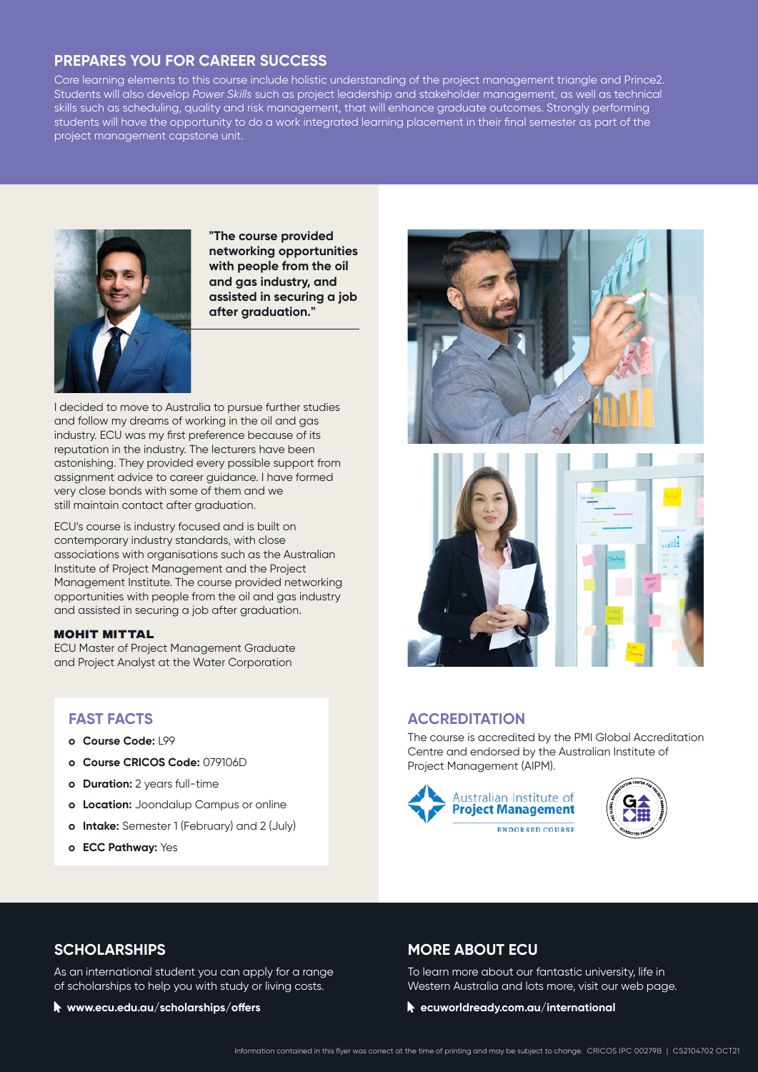## PREPARES YOU FOR CAREER SUCCESS

Core learning elements to this course include holistic understanding of the project management triangle and Prince2. Students will also develop *Power Skills* such as project leadership and stakeholder management, as well as technical skills such as scheduling, quality and risk management, that will enhance graduate outcomes. Strongly performing students will have the opportunity to do a work integrated learning placement in their final semester as part of the project management capstone unit.

**"The course provided networking opportunities with people from the oil and gas industry, and assisted in securing a job after graduation."**

I decided to move to Australia to pursue further studies and follow my dreams of working in the oil and gas industry. ECU was my first preference because of its reputation in the industry. The lecturers have been astonishing. They provided every possible support from assignment advice to career guidance. I have formed very close bonds with some of them and we still maintain contact after graduation.

ECU's course is industry focused and is built on contemporary industry standards, with close associations with organisations such as the Australian Institute of Project Management and the Project Management Institute. The course provided networking opportunities with people from the oil and gas industry and assisted in securing a job after graduation.

**MOHIT MITTAL**
ECU Master of Project Management Graduate and Project Analyst at the Water Corporation

## FAST FACTS

- **Course Code:** L99
- **Course CRICOS Code:** 079106D
- **Duration:** 2 years full-time
- **Location:** Joondalup Campus or online
- **Intake:** Semester 1 (February) and 2 (July)
- **ECC Pathway:** Yes

## ACCREDITATION

The course is accredited by the PMI Global Accreditation Centre and endorsed by the Australian Institute of Project Management (AIPM).

## SCHOLARSHIPS

As an international student you can apply for a range of scholarships to help you with study or living costs.

**www.ecu.edu.au/scholarships/offers**

## MORE ABOUT ECU

To learn more about our fantastic university, life in Western Australia and lots more, visit our web page.

**ecuworldready.com.au/international**

Information contained in this flyer was correct at the time of printing and may be subject to change. CRICOS IPC 00279B | CS2104702 OCT21